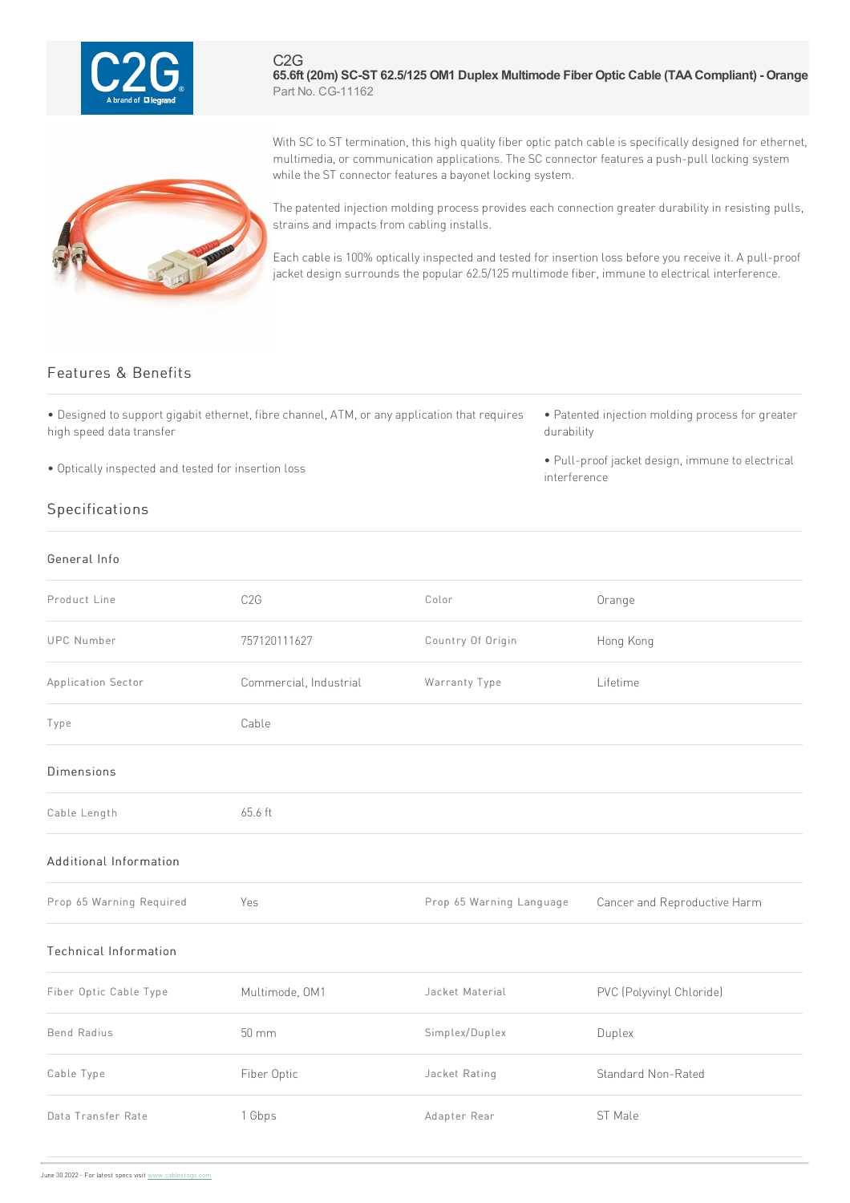C2G

# 65.6ft (20m) SC-ST 62.5/125 OM1 Duplex Multimode Fiber Optic Cable (TAA Compliant) - Orange

Part No. CG-11162

With SC to ST termination, this high quality fiber optic patch cable is specifically designed for ethernet, multimedia, or communication applications. The SC connector features a push-pull locking system while the ST connector features a bayonet locking system.

The patented injection molding process provides each connection greater durability in resisting pulls, strains and impacts from cabling installs.

Each cable is 100% optically inspected and tested for insertion loss before you receive it. A pull-proof jacket design surrounds the popular 62.5/125 multimode fiber, immune to electrical interference.

## Features & Benefits

- Designed to support gigabit ethernet, fibre channel, ATM, or any application that requires high speed data transfer
- Optically inspected and tested for insertion loss
- Patented injection molding process for greater durability
- Pull-proof jacket design, immune to electrical interference

## Specifications

### General Info

| | | | |
|---|---|---|---|
| Product Line | C2G | Color | Orange |
| UPC Number | 757120111627 | Country Of Origin | Hong Kong |
| Application Sector | Commercial, Industrial | Warranty Type | Lifetime |
| Type | Cable | | |

### Dimensions

| | |
|---|---|
| Cable Length | 65.6 ft |

### Additional Information

| | | | |
|---|---|---|---|
| Prop 65 Warning Required | Yes | Prop 65 Warning Language | Cancer and Reproductive Harm |

### Technical Information

| | | | |
|---|---|---|---|
| Fiber Optic Cable Type | Multimode, OM1 | Jacket Material | PVC (Polyvinyl Chloride) |
| Bend Radius | 50 mm | Simplex/Duplex | Duplex |
| Cable Type | Fiber Optic | Jacket Rating | Standard Non-Rated |
| Data Transfer Rate | 1 Gbps | Adapter Rear | ST Male |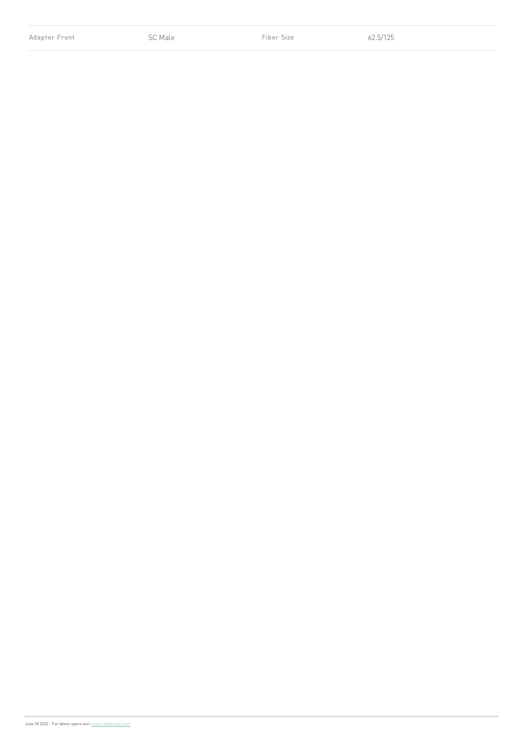| | | | |
|---|---|---|---|
| Adapter Front | SC Male | Fiber Size | 62.5/125 |